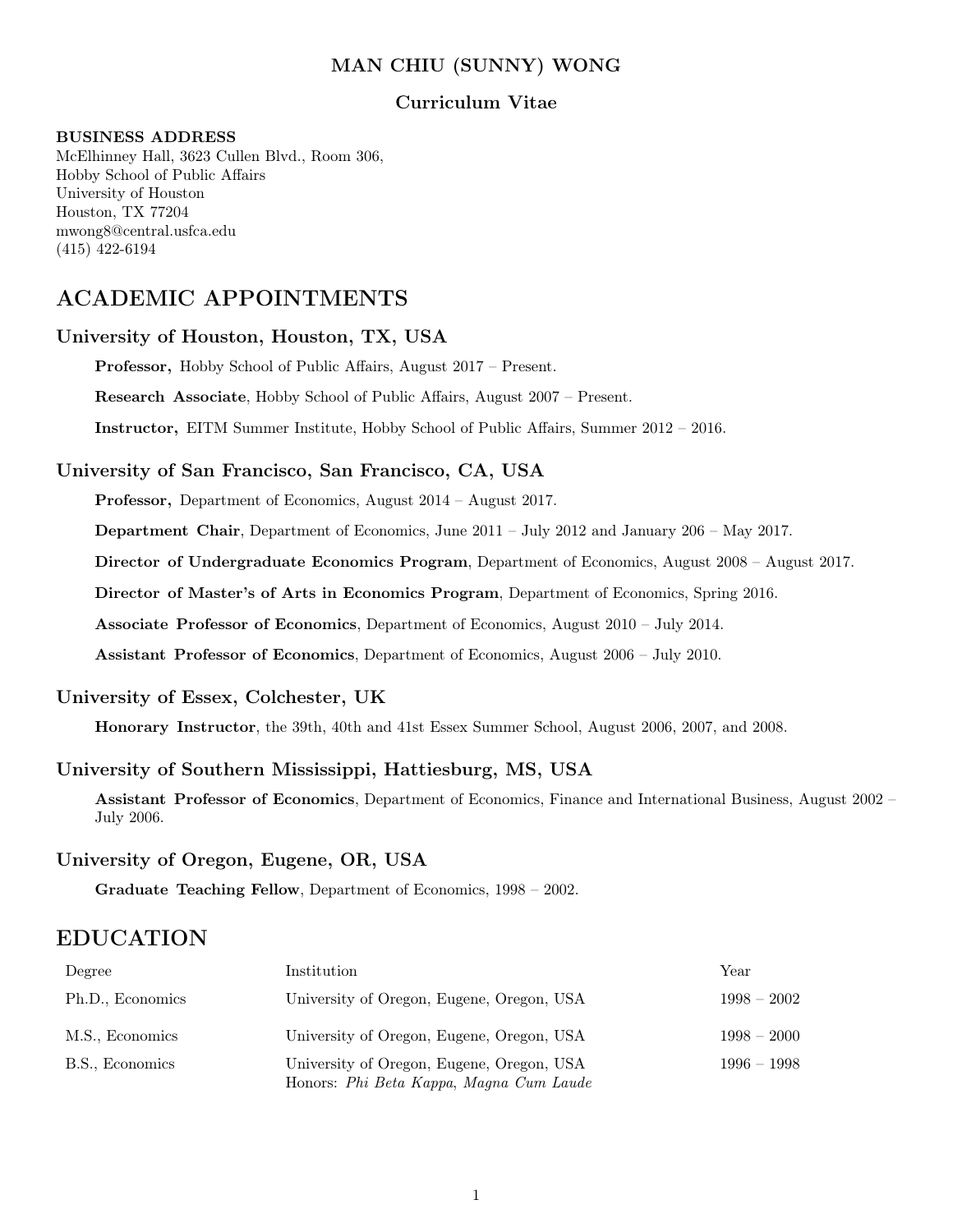# MAN CHIU (SUNNY) WONG

**Curriculum Vitae**

**BUSINESS ADDRESS**
McElhinney Hall, 3623 Cullen Blvd., Room 306,
Hobby School of Public Affairs
University of Houston
Houston, TX 77204
mwong8@central.usfca.edu
(415) 422-6194

## ACADEMIC APPOINTMENTS

### University of Houston, Houston, TX, USA

**Professor,** Hobby School of Public Affairs, August 2017 – Present.

**Research Associate**, Hobby School of Public Affairs, August 2007 – Present.

**Instructor,** EITM Summer Institute, Hobby School of Public Affairs, Summer 2012 – 2016.

### University of San Francisco, San Francisco, CA, USA

**Professor,** Department of Economics, August 2014 – August 2017.

**Department Chair**, Department of Economics, June 2011 – July 2012 and January 206 – May 2017.

**Director of Undergraduate Economics Program**, Department of Economics, August 2008 – August 2017.

**Director of Master's of Arts in Economics Program**, Department of Economics, Spring 2016.

**Associate Professor of Economics**, Department of Economics, August 2010 – July 2014.

**Assistant Professor of Economics**, Department of Economics, August 2006 – July 2010.

### University of Essex, Colchester, UK

**Honorary Instructor**, the 39th, 40th and 41st Essex Summer School, August 2006, 2007, and 2008.

### University of Southern Mississippi, Hattiesburg, MS, USA

**Assistant Professor of Economics**, Department of Economics, Finance and International Business, August 2002 – July 2006.

### University of Oregon, Eugene, OR, USA

**Graduate Teaching Fellow**, Department of Economics, 1998 – 2002.

## EDUCATION

| Degree | Institution | Year |
|---|---|---|
| Ph.D., Economics | University of Oregon, Eugene, Oregon, USA | 1998 – 2002 |
| M.S., Economics | University of Oregon, Eugene, Oregon, USA | 1998 – 2000 |
| B.S., Economics | University of Oregon, Eugene, Oregon, USA<br>Honors: *Phi Beta Kappa*, *Magna Cum Laude* | 1996 – 1998 |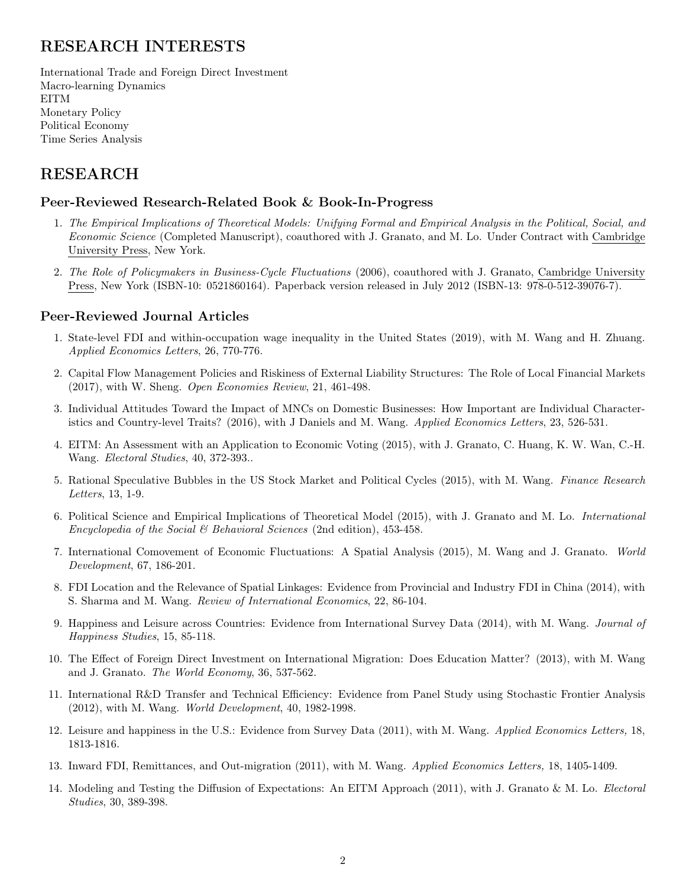# RESEARCH INTERESTS

International Trade and Foreign Direct Investment
Macro-learning Dynamics
EITM
Monetary Policy
Political Economy
Time Series Analysis

# RESEARCH

## Peer-Reviewed Research-Related Book & Book-In-Progress

1. *The Empirical Implications of Theoretical Models: Unifying Formal and Empirical Analysis in the Political, Social, and Economic Science* (Completed Manuscript), coauthored with J. Granato, and M. Lo. Under Contract with Cambridge University Press, New York.

2. *The Role of Policymakers in Business-Cycle Fluctuations* (2006), coauthored with J. Granato, Cambridge University Press, New York (ISBN-10: 0521860164). Paperback version released in July 2012 (ISBN-13: 978-0-512-39076-7).

## Peer-Reviewed Journal Articles

1. State-level FDI and within-occupation wage inequality in the United States (2019), with M. Wang and H. Zhuang. *Applied Economics Letters*, 26, 770-776.

2. Capital Flow Management Policies and Riskiness of External Liability Structures: The Role of Local Financial Markets (2017), with W. Sheng. *Open Economies Review*, 21, 461-498.

3. Individual Attitudes Toward the Impact of MNCs on Domestic Businesses: How Important are Individual Characteristics and Country-level Traits? (2016), with J Daniels and M. Wang. *Applied Economics Letters*, 23, 526-531.

4. EITM: An Assessment with an Application to Economic Voting (2015), with J. Granato, C. Huang, K. W. Wan, C.-H. Wang. *Electoral Studies*, 40, 372-393..

5. Rational Speculative Bubbles in the US Stock Market and Political Cycles (2015), with M. Wang. *Finance Research Letters*, 13, 1-9.

6. Political Science and Empirical Implications of Theoretical Model (2015), with J. Granato and M. Lo. *International Encyclopedia of the Social & Behavioral Sciences* (2nd edition), 453-458.

7. International Comovement of Economic Fluctuations: A Spatial Analysis (2015), M. Wang and J. Granato. *World Development*, 67, 186-201.

8. FDI Location and the Relevance of Spatial Linkages: Evidence from Provincial and Industry FDI in China (2014), with S. Sharma and M. Wang. *Review of International Economics*, 22, 86-104.

9. Happiness and Leisure across Countries: Evidence from International Survey Data (2014), with M. Wang. *Journal of Happiness Studies*, 15, 85-118.

10. The Effect of Foreign Direct Investment on International Migration: Does Education Matter? (2013), with M. Wang and J. Granato. *The World Economy*, 36, 537-562.

11. International R&D Transfer and Technical Efficiency: Evidence from Panel Study using Stochastic Frontier Analysis (2012), with M. Wang. *World Development*, 40, 1982-1998.

12. Leisure and happiness in the U.S.: Evidence from Survey Data (2011), with M. Wang. *Applied Economics Letters,* 18, 1813-1816.

13. Inward FDI, Remittances, and Out-migration (2011), with M. Wang. *Applied Economics Letters,* 18, 1405-1409.

14. Modeling and Testing the Diffusion of Expectations: An EITM Approach (2011), with J. Granato & M. Lo. *Electoral Studies*, 30, 389-398.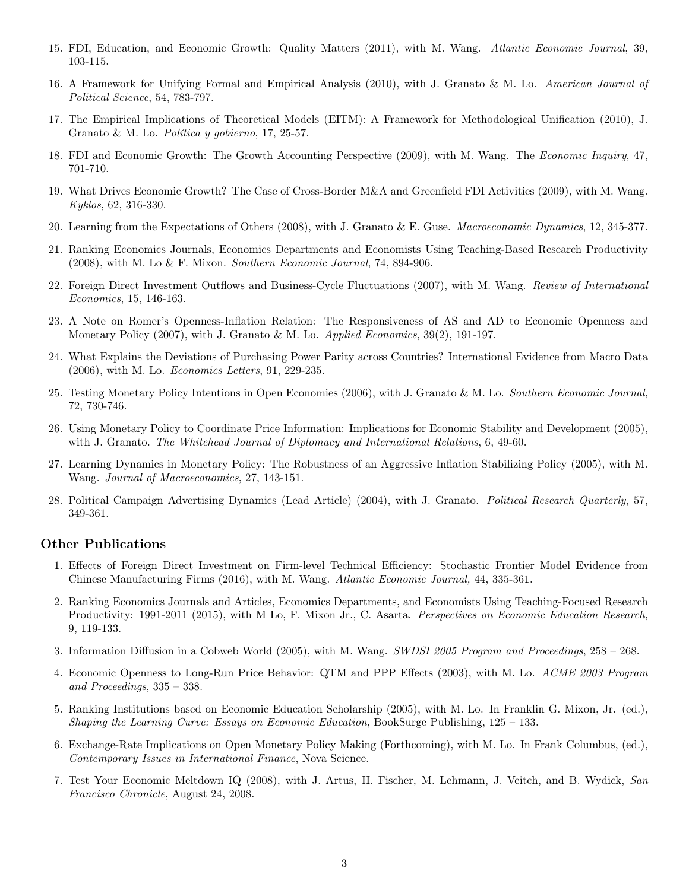15. FDI, Education, and Economic Growth: Quality Matters (2011), with M. Wang. *Atlantic Economic Journal*, 39, 103-115.

16. A Framework for Unifying Formal and Empirical Analysis (2010), with J. Granato & M. Lo. *American Journal of Political Science*, 54, 783-797.

17. The Empirical Implications of Theoretical Models (EITM): A Framework for Methodological Unification (2010), J. Granato & M. Lo. *Política y gobierno*, 17, 25-57.

18. FDI and Economic Growth: The Growth Accounting Perspective (2009), with M. Wang. The *Economic Inquiry*, 47, 701-710.

19. What Drives Economic Growth? The Case of Cross-Border M&A and Greenfield FDI Activities (2009), with M. Wang. *Kyklos*, 62, 316-330.

20. Learning from the Expectations of Others (2008), with J. Granato & E. Guse. *Macroeconomic Dynamics*, 12, 345-377.

21. Ranking Economics Journals, Economics Departments and Economists Using Teaching-Based Research Productivity (2008), with M. Lo & F. Mixon. *Southern Economic Journal*, 74, 894-906.

22. Foreign Direct Investment Outflows and Business-Cycle Fluctuations (2007), with M. Wang. *Review of International Economics*, 15, 146-163.

23. A Note on Romer's Openness-Inflation Relation: The Responsiveness of AS and AD to Economic Openness and Monetary Policy (2007), with J. Granato & M. Lo. *Applied Economics*, 39(2), 191-197.

24. What Explains the Deviations of Purchasing Power Parity across Countries? International Evidence from Macro Data (2006), with M. Lo. *Economics Letters*, 91, 229-235.

25. Testing Monetary Policy Intentions in Open Economies (2006), with J. Granato & M. Lo. *Southern Economic Journal*, 72, 730-746.

26. Using Monetary Policy to Coordinate Price Information: Implications for Economic Stability and Development (2005), with J. Granato. *The Whitehead Journal of Diplomacy and International Relations*, 6, 49-60.

27. Learning Dynamics in Monetary Policy: The Robustness of an Aggressive Inflation Stabilizing Policy (2005), with M. Wang. *Journal of Macroeconomics*, 27, 143-151.

28. Political Campaign Advertising Dynamics (Lead Article) (2004), with J. Granato. *Political Research Quarterly*, 57, 349-361.

## Other Publications

1. Effects of Foreign Direct Investment on Firm-level Technical Efficiency: Stochastic Frontier Model Evidence from Chinese Manufacturing Firms (2016), with M. Wang. *Atlantic Economic Journal,* 44, 335-361.

2. Ranking Economics Journals and Articles, Economics Departments, and Economists Using Teaching-Focused Research Productivity: 1991-2011 (2015), with M Lo, F. Mixon Jr., C. Asarta. *Perspectives on Economic Education Research*, 9, 119-133.

3. Information Diffusion in a Cobweb World (2005), with M. Wang. *SWDSI 2005 Program and Proceedings*, 258 – 268.

4. Economic Openness to Long-Run Price Behavior: QTM and PPP Effects (2003), with M. Lo. *ACME 2003 Program and Proceedings*, 335 – 338.

5. Ranking Institutions based on Economic Education Scholarship (2005), with M. Lo. In Franklin G. Mixon, Jr. (ed.), *Shaping the Learning Curve: Essays on Economic Education*, BookSurge Publishing, 125 – 133.

6. Exchange-Rate Implications on Open Monetary Policy Making (Forthcoming), with M. Lo. In Frank Columbus, (ed.), *Contemporary Issues in International Finance*, Nova Science.

7. Test Your Economic Meltdown IQ (2008), with J. Artus, H. Fischer, M. Lehmann, J. Veitch, and B. Wydick, *San Francisco Chronicle*, August 24, 2008.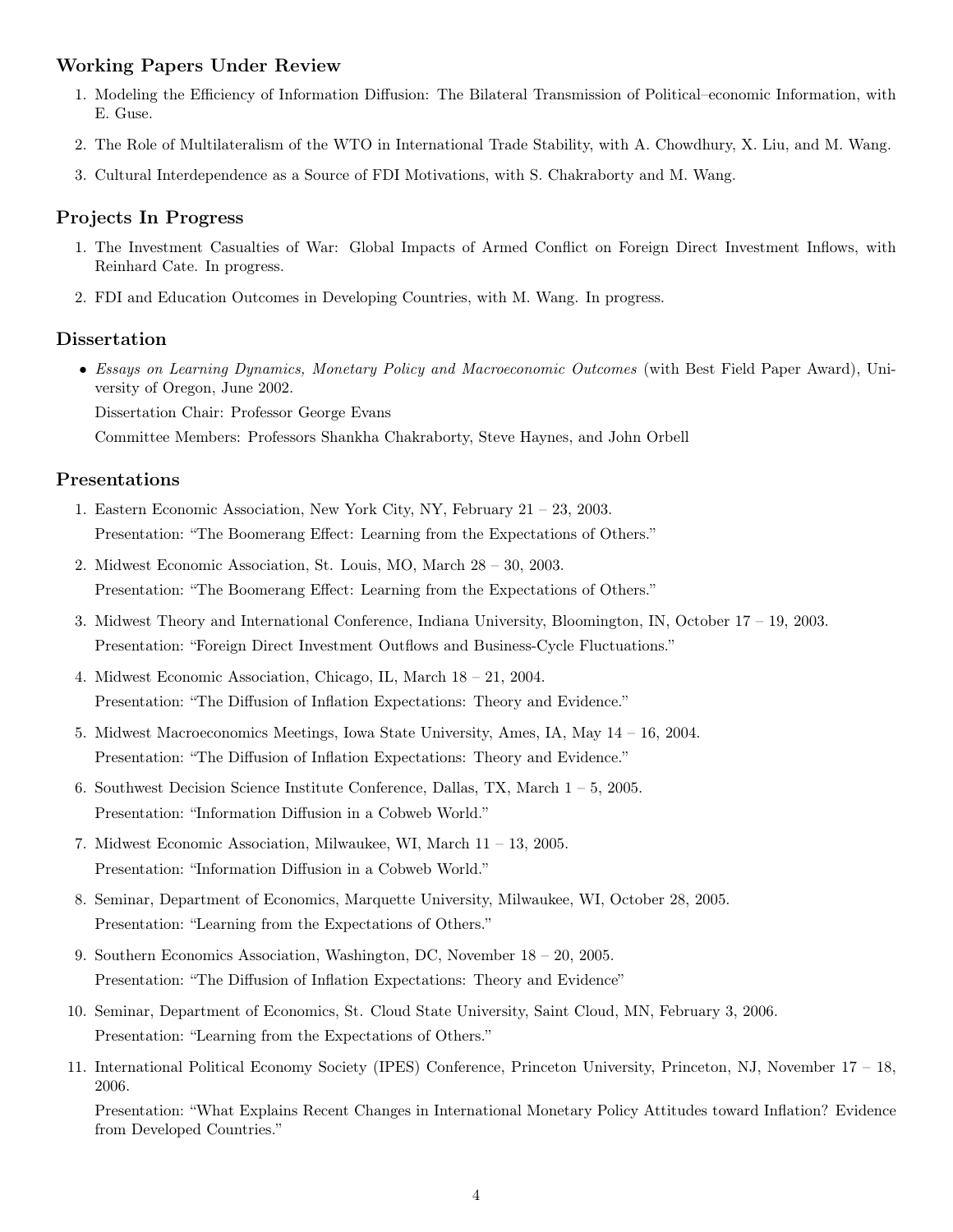## Working Papers Under Review

1. Modeling the Efficiency of Information Diffusion: The Bilateral Transmission of Political–economic Information, with E. Guse.
2. The Role of Multilateralism of the WTO in International Trade Stability, with A. Chowdhury, X. Liu, and M. Wang.
3. Cultural Interdependence as a Source of FDI Motivations, with S. Chakraborty and M. Wang.

## Projects In Progress

1. The Investment Casualties of War: Global Impacts of Armed Conflict on Foreign Direct Investment Inflows, with Reinhard Cate. In progress.
2. FDI and Education Outcomes in Developing Countries, with M. Wang. In progress.

## Dissertation

- *Essays on Learning Dynamics, Monetary Policy and Macroeconomic Outcomes* (with Best Field Paper Award), University of Oregon, June 2002.

  Dissertation Chair: Professor George Evans

  Committee Members: Professors Shankha Chakraborty, Steve Haynes, and John Orbell

## Presentations

1. Eastern Economic Association, New York City, NY, February 21 – 23, 2003.

   Presentation: "The Boomerang Effect: Learning from the Expectations of Others."
2. Midwest Economic Association, St. Louis, MO, March 28 – 30, 2003.

   Presentation: "The Boomerang Effect: Learning from the Expectations of Others."
3. Midwest Theory and International Conference, Indiana University, Bloomington, IN, October 17 – 19, 2003.

   Presentation: "Foreign Direct Investment Outflows and Business-Cycle Fluctuations."
4. Midwest Economic Association, Chicago, IL, March 18 – 21, 2004.

   Presentation: "The Diffusion of Inflation Expectations: Theory and Evidence."
5. Midwest Macroeconomics Meetings, Iowa State University, Ames, IA, May 14 – 16, 2004.

   Presentation: "The Diffusion of Inflation Expectations: Theory and Evidence."
6. Southwest Decision Science Institute Conference, Dallas, TX, March 1 – 5, 2005.

   Presentation: "Information Diffusion in a Cobweb World."
7. Midwest Economic Association, Milwaukee, WI, March 11 – 13, 2005.

   Presentation: "Information Diffusion in a Cobweb World."
8. Seminar, Department of Economics, Marquette University, Milwaukee, WI, October 28, 2005.

   Presentation: "Learning from the Expectations of Others."
9. Southern Economics Association, Washington, DC, November 18 – 20, 2005.

   Presentation: "The Diffusion of Inflation Expectations: Theory and Evidence"
10. Seminar, Department of Economics, St. Cloud State University, Saint Cloud, MN, February 3, 2006.

    Presentation: "Learning from the Expectations of Others."
11. International Political Economy Society (IPES) Conference, Princeton University, Princeton, NJ, November 17 – 18, 2006.

    Presentation: "What Explains Recent Changes in International Monetary Policy Attitudes toward Inflation? Evidence from Developed Countries."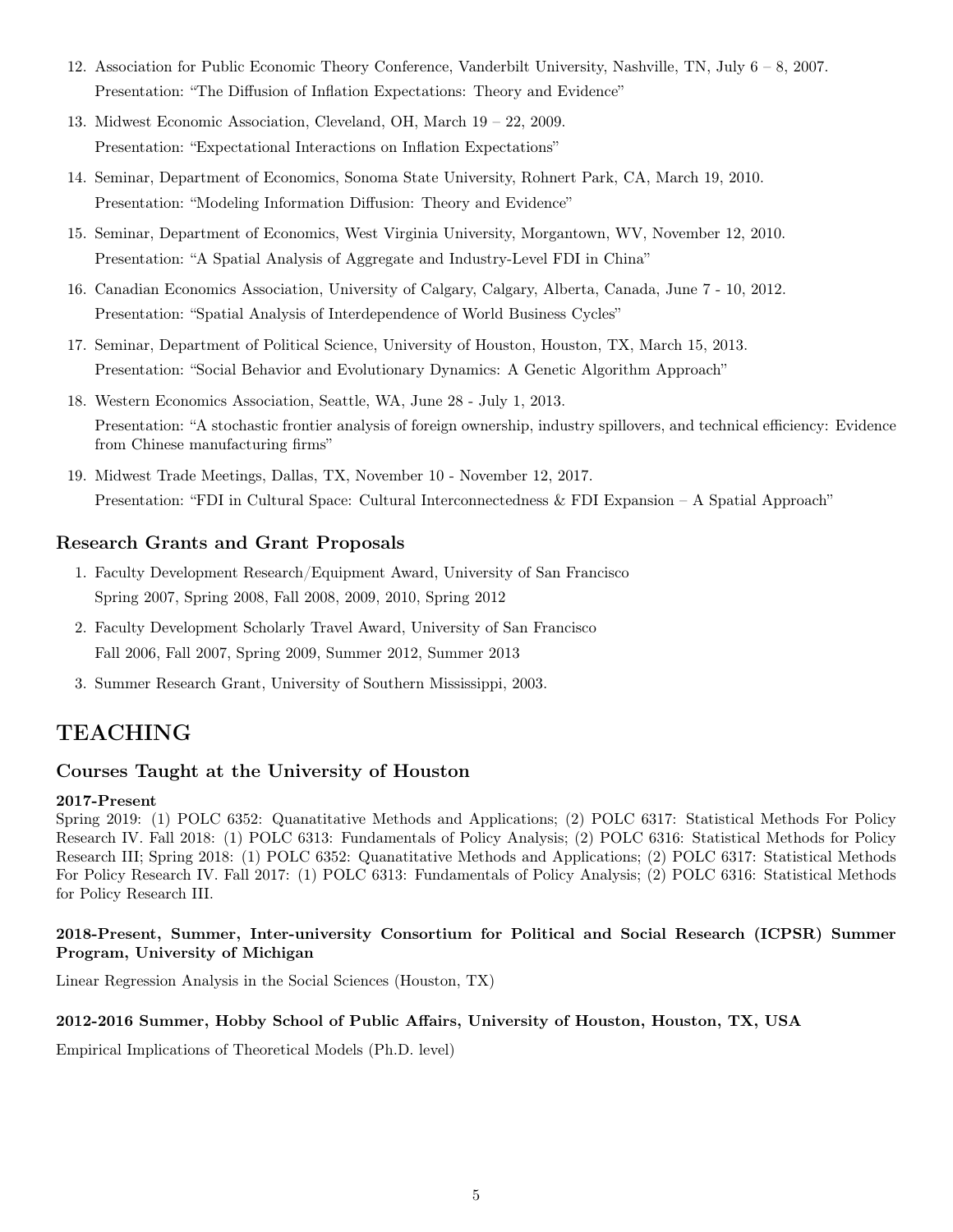12. Association for Public Economic Theory Conference, Vanderbilt University, Nashville, TN, July 6 – 8, 2007.
    Presentation: "The Diffusion of Inflation Expectations: Theory and Evidence"
13. Midwest Economic Association, Cleveland, OH, March 19 – 22, 2009.
    Presentation: "Expectational Interactions on Inflation Expectations"
14. Seminar, Department of Economics, Sonoma State University, Rohnert Park, CA, March 19, 2010.
    Presentation: "Modeling Information Diffusion: Theory and Evidence"
15. Seminar, Department of Economics, West Virginia University, Morgantown, WV, November 12, 2010.
    Presentation: "A Spatial Analysis of Aggregate and Industry-Level FDI in China"
16. Canadian Economics Association, University of Calgary, Calgary, Alberta, Canada, June 7 - 10, 2012.
    Presentation: "Spatial Analysis of Interdependence of World Business Cycles"
17. Seminar, Department of Political Science, University of Houston, Houston, TX, March 15, 2013.
    Presentation: "Social Behavior and Evolutionary Dynamics: A Genetic Algorithm Approach"
18. Western Economics Association, Seattle, WA, June 28 - July 1, 2013.
    Presentation: "A stochastic frontier analysis of foreign ownership, industry spillovers, and technical efficiency: Evidence from Chinese manufacturing firms"
19. Midwest Trade Meetings, Dallas, TX, November 10 - November 12, 2017.
    Presentation: "FDI in Cultural Space: Cultural Interconnectedness & FDI Expansion – A Spatial Approach"

### Research Grants and Grant Proposals

1. Faculty Development Research/Equipment Award, University of San Francisco
   Spring 2007, Spring 2008, Fall 2008, 2009, 2010, Spring 2012
2. Faculty Development Scholarly Travel Award, University of San Francisco
   Fall 2006, Fall 2007, Spring 2009, Summer 2012, Summer 2013
3. Summer Research Grant, University of Southern Mississippi, 2003.

## TEACHING

### Courses Taught at the University of Houston

**2017-Present**

Spring 2019: (1) POLC 6352: Quanatitative Methods and Applications; (2) POLC 6317: Statistical Methods For Policy Research IV. Fall 2018: (1) POLC 6313: Fundamentals of Policy Analysis; (2) POLC 6316: Statistical Methods for Policy Research III; Spring 2018: (1) POLC 6352: Quanatitative Methods and Applications; (2) POLC 6317: Statistical Methods For Policy Research IV. Fall 2017: (1) POLC 6313: Fundamentals of Policy Analysis; (2) POLC 6316: Statistical Methods for Policy Research III.

**2018-Present, Summer, Inter-university Consortium for Political and Social Research (ICPSR) Summer Program, University of Michigan**

Linear Regression Analysis in the Social Sciences (Houston, TX)

**2012-2016 Summer, Hobby School of Public Affairs, University of Houston, Houston, TX, USA**

Empirical Implications of Theoretical Models (Ph.D. level)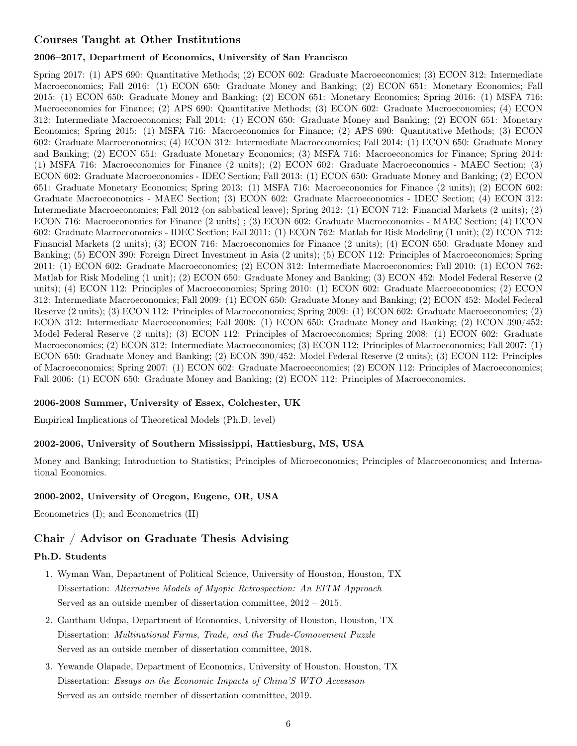## Courses Taught at Other Institutions

### 2006–2017, Department of Economics, University of San Francisco

Spring 2017: (1) APS 690: Quantitative Methods; (2) ECON 602: Graduate Macroeconomics; (3) ECON 312: Intermediate Macroeconomics; Fall 2016: (1) ECON 650: Graduate Money and Banking; (2) ECON 651: Monetary Economics; Fall 2015: (1) ECON 650: Graduate Money and Banking; (2) ECON 651: Monetary Economics; Spring 2016: (1) MSFA 716: Macroeconomics for Finance; (2) APS 690: Quantitative Methods; (3) ECON 602: Graduate Macroeconomics; (4) ECON 312: Intermediate Macroeconomics; Fall 2014: (1) ECON 650: Graduate Money and Banking; (2) ECON 651: Monetary Economics; Spring 2015: (1) MSFA 716: Macroeconomics for Finance; (2) APS 690: Quantitative Methods; (3) ECON 602: Graduate Macroeconomics; (4) ECON 312: Intermediate Macroeconomics; Fall 2014: (1) ECON 650: Graduate Money and Banking; (2) ECON 651: Graduate Monetary Economics; (3) MSFA 716: Macroeconomics for Finance; Spring 2014: (1) MSFA 716: Macroeconomics for Finance (2 units); (2) ECON 602: Graduate Macroeconomics - MAEC Section; (3) ECON 602: Graduate Macroeconomics - IDEC Section; Fall 2013: (1) ECON 650: Graduate Money and Banking; (2) ECON 651: Graduate Monetary Economics; Spring 2013: (1) MSFA 716: Macroeconomics for Finance (2 units); (2) ECON 602: Graduate Macroeconomics - MAEC Section; (3) ECON 602: Graduate Macroeconomics - IDEC Section; (4) ECON 312: Intermediate Macroeconomics; Fall 2012 (on sabbatical leave); Spring 2012: (1) ECON 712: Financial Markets (2 units); (2) ECON 716: Macroeconomics for Finance (2 units) ; (3) ECON 602: Graduate Macroeconomics - MAEC Section; (4) ECON 602: Graduate Macroeconomics - IDEC Section; Fall 2011: (1) ECON 762: Matlab for Risk Modeling (1 unit); (2) ECON 712: Financial Markets (2 units); (3) ECON 716: Macroeconomics for Finance (2 units); (4) ECON 650: Graduate Money and Banking; (5) ECON 390: Foreign Direct Investment in Asia (2 units); (5) ECON 112: Principles of Macroeconomics; Spring 2011: (1) ECON 602: Graduate Macroeconomics; (2) ECON 312: Intermediate Macroeconomics; Fall 2010: (1) ECON 762: Matlab for Risk Modeling (1 unit); (2) ECON 650: Graduate Money and Banking; (3) ECON 452: Model Federal Reserve (2 units); (4) ECON 112: Principles of Macroeconomics; Spring 2010: (1) ECON 602: Graduate Macroeconomics; (2) ECON 312: Intermediate Macroeconomics; Fall 2009: (1) ECON 650: Graduate Money and Banking; (2) ECON 452: Model Federal Reserve (2 units); (3) ECON 112: Principles of Macroeconomics; Spring 2009: (1) ECON 602: Graduate Macroeconomics; (2) ECON 312: Intermediate Macroeconomics; Fall 2008: (1) ECON 650: Graduate Money and Banking; (2) ECON 390/452: Model Federal Reserve (2 units); (3) ECON 112: Principles of Macroeconomics; Spring 2008: (1) ECON 602: Graduate Macroeconomics; (2) ECON 312: Intermediate Macroeconomics; (3) ECON 112: Principles of Macroeconomics; Fall 2007: (1) ECON 650: Graduate Money and Banking; (2) ECON 390/452: Model Federal Reserve (2 units); (3) ECON 112: Principles of Macroeconomics; Spring 2007: (1) ECON 602: Graduate Macroeconomics; (2) ECON 112: Principles of Macroeconomics; Fall 2006: (1) ECON 650: Graduate Money and Banking; (2) ECON 112: Principles of Macroeconomics.

### 2006-2008 Summer, University of Essex, Colchester, UK

Empirical Implications of Theoretical Models (Ph.D. level)

### 2002-2006, University of Southern Mississippi, Hattiesburg, MS, USA

Money and Banking; Introduction to Statistics; Principles of Microeconomics; Principles of Macroeconomics; and International Economics.

### 2000-2002, University of Oregon, Eugene, OR, USA

Econometrics (I); and Econometrics (II)

## Chair / Advisor on Graduate Thesis Advising

### Ph.D. Students

1. Wyman Wan, Department of Political Science, University of Houston, Houston, TX
   Dissertation: *Alternative Models of Myopic Retrospection: An EITM Approach*
   Served as an outside member of dissertation committee, 2012 – 2015.
2. Gautham Udupa, Department of Economics, University of Houston, Houston, TX
   Dissertation: *Multinational Firms, Trade, and the Trade-Comovement Puzzle*
   Served as an outside member of dissertation committee, 2018.
3. Yewande Olapade, Department of Economics, University of Houston, Houston, TX
   Dissertation: *Essays on the Economic Impacts of China'S WTO Accession*
   Served as an outside member of dissertation committee, 2019.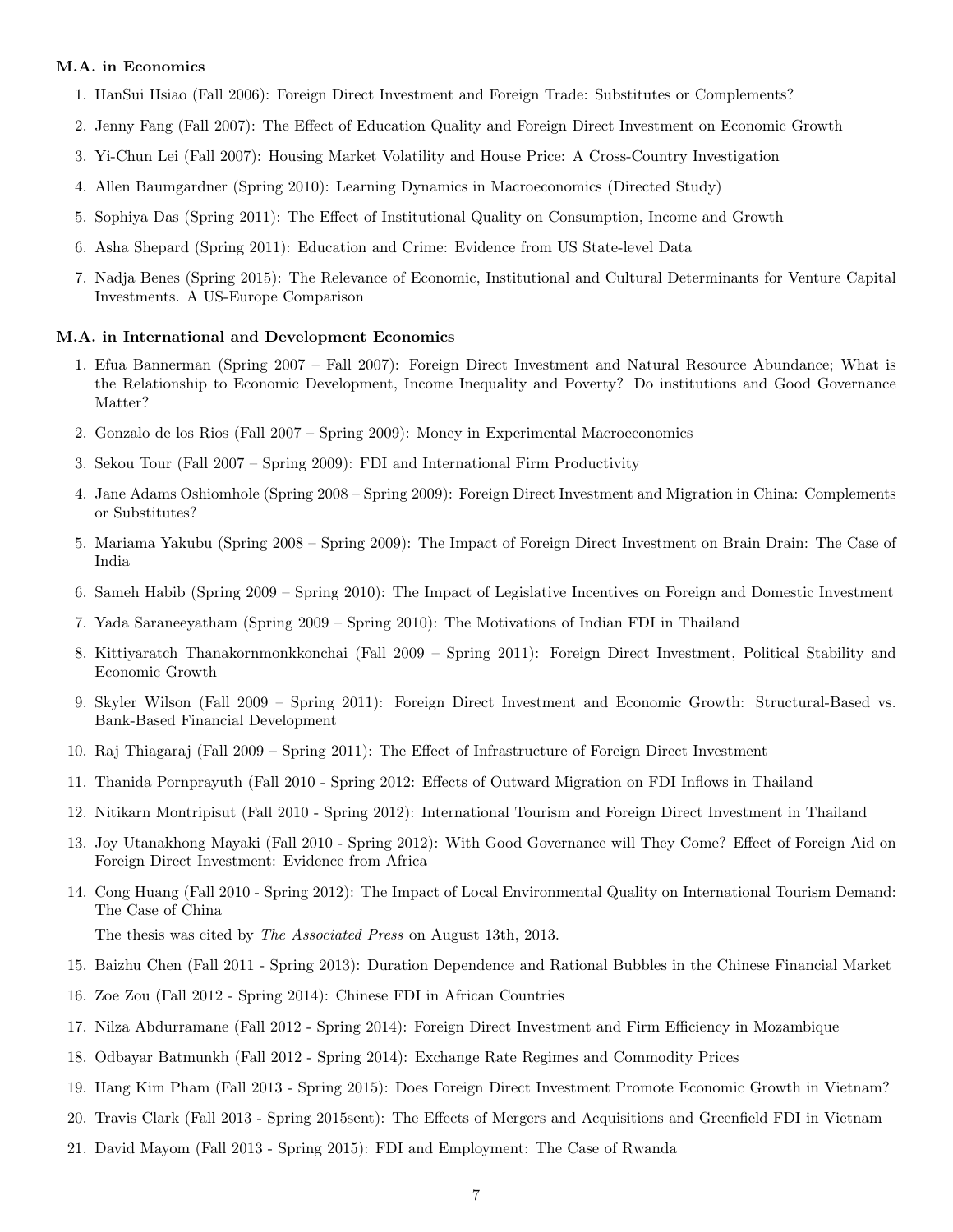**M.A. in Economics**

1. HanSui Hsiao (Fall 2006): Foreign Direct Investment and Foreign Trade: Substitutes or Complements?
2. Jenny Fang (Fall 2007): The Effect of Education Quality and Foreign Direct Investment on Economic Growth
3. Yi-Chun Lei (Fall 2007): Housing Market Volatility and House Price: A Cross-Country Investigation
4. Allen Baumgardner (Spring 2010): Learning Dynamics in Macroeconomics (Directed Study)
5. Sophiya Das (Spring 2011): The Effect of Institutional Quality on Consumption, Income and Growth
6. Asha Shepard (Spring 2011): Education and Crime: Evidence from US State-level Data
7. Nadja Benes (Spring 2015): The Relevance of Economic, Institutional and Cultural Determinants for Venture Capital Investments. A US-Europe Comparison

**M.A. in International and Development Economics**

1. Efua Bannerman (Spring 2007 – Fall 2007): Foreign Direct Investment and Natural Resource Abundance; What is the Relationship to Economic Development, Income Inequality and Poverty? Do institutions and Good Governance Matter?
2. Gonzalo de los Rios (Fall 2007 – Spring 2009): Money in Experimental Macroeconomics
3. Sekou Tour (Fall 2007 – Spring 2009): FDI and International Firm Productivity
4. Jane Adams Oshiomhole (Spring 2008 – Spring 2009): Foreign Direct Investment and Migration in China: Complements or Substitutes?
5. Mariama Yakubu (Spring 2008 – Spring 2009): The Impact of Foreign Direct Investment on Brain Drain: The Case of India
6. Sameh Habib (Spring 2009 – Spring 2010): The Impact of Legislative Incentives on Foreign and Domestic Investment
7. Yada Saraneeyatham (Spring 2009 – Spring 2010): The Motivations of Indian FDI in Thailand
8. Kittiyaratch Thanakornmonkkonchai (Fall 2009 – Spring 2011): Foreign Direct Investment, Political Stability and Economic Growth
9. Skyler Wilson (Fall 2009 – Spring 2011): Foreign Direct Investment and Economic Growth: Structural-Based vs. Bank-Based Financial Development
10. Raj Thiagaraj (Fall 2009 – Spring 2011): The Effect of Infrastructure of Foreign Direct Investment
11. Thanida Pornprayuth (Fall 2010 - Spring 2012: Effects of Outward Migration on FDI Inflows in Thailand
12. Nitikarn Montripisut (Fall 2010 - Spring 2012): International Tourism and Foreign Direct Investment in Thailand
13. Joy Utanakhong Mayaki (Fall 2010 - Spring 2012): With Good Governance will They Come? Effect of Foreign Aid on Foreign Direct Investment: Evidence from Africa
14. Cong Huang (Fall 2010 - Spring 2012): The Impact of Local Environmental Quality on International Tourism Demand: The Case of China

    The thesis was cited by *The Associated Press* on August 13th, 2013.
15. Baizhu Chen (Fall 2011 - Spring 2013): Duration Dependence and Rational Bubbles in the Chinese Financial Market
16. Zoe Zou (Fall 2012 - Spring 2014): Chinese FDI in African Countries
17. Nilza Abdurramane (Fall 2012 - Spring 2014): Foreign Direct Investment and Firm Efficiency in Mozambique
18. Odbayar Batmunkh (Fall 2012 - Spring 2014): Exchange Rate Regimes and Commodity Prices
19. Hang Kim Pham (Fall 2013 - Spring 2015): Does Foreign Direct Investment Promote Economic Growth in Vietnam?
20. Travis Clark (Fall 2013 - Spring 2015sent): The Effects of Mergers and Acquisitions and Greenfield FDI in Vietnam
21. David Mayom (Fall 2013 - Spring 2015): FDI and Employment: The Case of Rwanda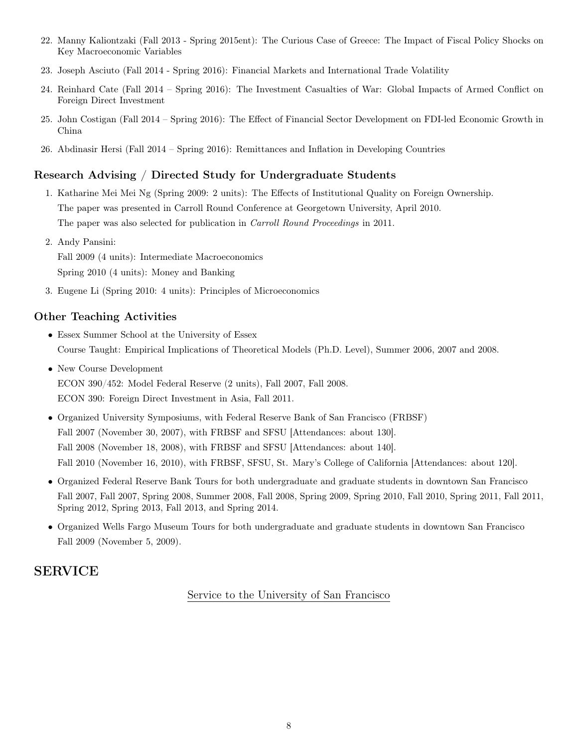22. Manny Kaliontzaki (Fall 2013 - Spring 2015ent): The Curious Case of Greece: The Impact of Fiscal Policy Shocks on Key Macroeconomic Variables
23. Joseph Asciuto (Fall 2014 - Spring 2016): Financial Markets and International Trade Volatility
24. Reinhard Cate (Fall 2014 – Spring 2016): The Investment Casualties of War: Global Impacts of Armed Conflict on Foreign Direct Investment
25. John Costigan (Fall 2014 – Spring 2016): The Effect of Financial Sector Development on FDI-led Economic Growth in China
26. Abdinasir Hersi (Fall 2014 – Spring 2016): Remittances and Inflation in Developing Countries

### Research Advising / Directed Study for Undergraduate Students

1. Katharine Mei Mei Ng (Spring 2009: 2 units): The Effects of Institutional Quality on Foreign Ownership.
   The paper was presented in Carroll Round Conference at Georgetown University, April 2010.
   The paper was also selected for publication in *Carroll Round Proceedings* in 2011.
2. Andy Pansini:
   Fall 2009 (4 units): Intermediate Macroeconomics
   Spring 2010 (4 units): Money and Banking
3. Eugene Li (Spring 2010: 4 units): Principles of Microeconomics

### Other Teaching Activities

- Essex Summer School at the University of Essex
  Course Taught: Empirical Implications of Theoretical Models (Ph.D. Level), Summer 2006, 2007 and 2008.
- New Course Development
  ECON 390/452: Model Federal Reserve (2 units), Fall 2007, Fall 2008.
  ECON 390: Foreign Direct Investment in Asia, Fall 2011.
- Organized University Symposiums, with Federal Reserve Bank of San Francisco (FRBSF)
  Fall 2007 (November 30, 2007), with FRBSF and SFSU [Attendances: about 130].
  Fall 2008 (November 18, 2008), with FRBSF and SFSU [Attendances: about 140].
  Fall 2010 (November 16, 2010), with FRBSF, SFSU, St. Mary's College of California [Attendances: about 120].
- Organized Federal Reserve Bank Tours for both undergraduate and graduate students in downtown San Francisco
  Fall 2007, Fall 2007, Spring 2008, Summer 2008, Fall 2008, Spring 2009, Spring 2010, Fall 2010, Spring 2011, Fall 2011, Spring 2012, Spring 2013, Fall 2013, and Spring 2014.
- Organized Wells Fargo Museum Tours for both undergraduate and graduate students in downtown San Francisco
  Fall 2009 (November 5, 2009).

## SERVICE

Service to the University of San Francisco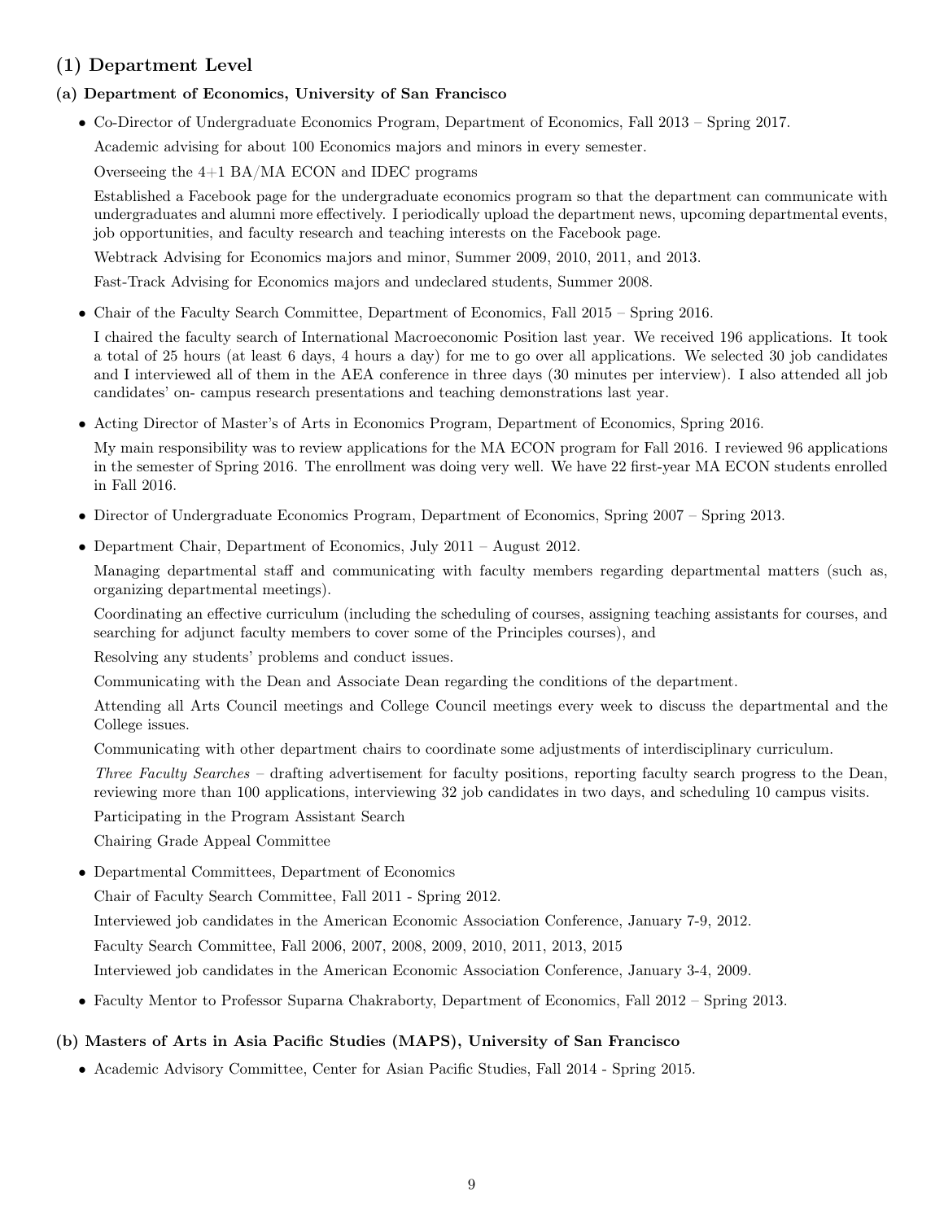## (1) Department Level

### (a) Department of Economics, University of San Francisco

- Co-Director of Undergraduate Economics Program, Department of Economics, Fall 2013 – Spring 2017.

  Academic advising for about 100 Economics majors and minors in every semester.

  Overseeing the 4+1 BA/MA ECON and IDEC programs

  Established a Facebook page for the undergraduate economics program so that the department can communicate with undergraduates and alumni more effectively. I periodically upload the department news, upcoming departmental events, job opportunities, and faculty research and teaching interests on the Facebook page.

  Webtrack Advising for Economics majors and minor, Summer 2009, 2010, 2011, and 2013.

  Fast-Track Advising for Economics majors and undeclared students, Summer 2008.

- Chair of the Faculty Search Committee, Department of Economics, Fall 2015 – Spring 2016.

  I chaired the faculty search of International Macroeconomic Position last year. We received 196 applications. It took a total of 25 hours (at least 6 days, 4 hours a day) for me to go over all applications. We selected 30 job candidates and I interviewed all of them in the AEA conference in three days (30 minutes per interview). I also attended all job candidates' on- campus research presentations and teaching demonstrations last year.

- Acting Director of Master's of Arts in Economics Program, Department of Economics, Spring 2016.

  My main responsibility was to review applications for the MA ECON program for Fall 2016. I reviewed 96 applications in the semester of Spring 2016. The enrollment was doing very well. We have 22 first-year MA ECON students enrolled in Fall 2016.

- Director of Undergraduate Economics Program, Department of Economics, Spring 2007 – Spring 2013.

- Department Chair, Department of Economics, July 2011 – August 2012.

  Managing departmental staff and communicating with faculty members regarding departmental matters (such as, organizing departmental meetings).

  Coordinating an effective curriculum (including the scheduling of courses, assigning teaching assistants for courses, and searching for adjunct faculty members to cover some of the Principles courses), and

  Resolving any students' problems and conduct issues.

  Communicating with the Dean and Associate Dean regarding the conditions of the department.

  Attending all Arts Council meetings and College Council meetings every week to discuss the departmental and the College issues.

  Communicating with other department chairs to coordinate some adjustments of interdisciplinary curriculum.

  *Three Faculty Searches* – drafting advertisement for faculty positions, reporting faculty search progress to the Dean, reviewing more than 100 applications, interviewing 32 job candidates in two days, and scheduling 10 campus visits.

  Participating in the Program Assistant Search

  Chairing Grade Appeal Committee

- Departmental Committees, Department of Economics

  Chair of Faculty Search Committee, Fall 2011 - Spring 2012.

  Interviewed job candidates in the American Economic Association Conference, January 7-9, 2012.

  Faculty Search Committee, Fall 2006, 2007, 2008, 2009, 2010, 2011, 2013, 2015

  Interviewed job candidates in the American Economic Association Conference, January 3-4, 2009.

- Faculty Mentor to Professor Suparna Chakraborty, Department of Economics, Fall 2012 – Spring 2013.

### (b) Masters of Arts in Asia Pacific Studies (MAPS), University of San Francisco

- Academic Advisory Committee, Center for Asian Pacific Studies, Fall 2014 - Spring 2015.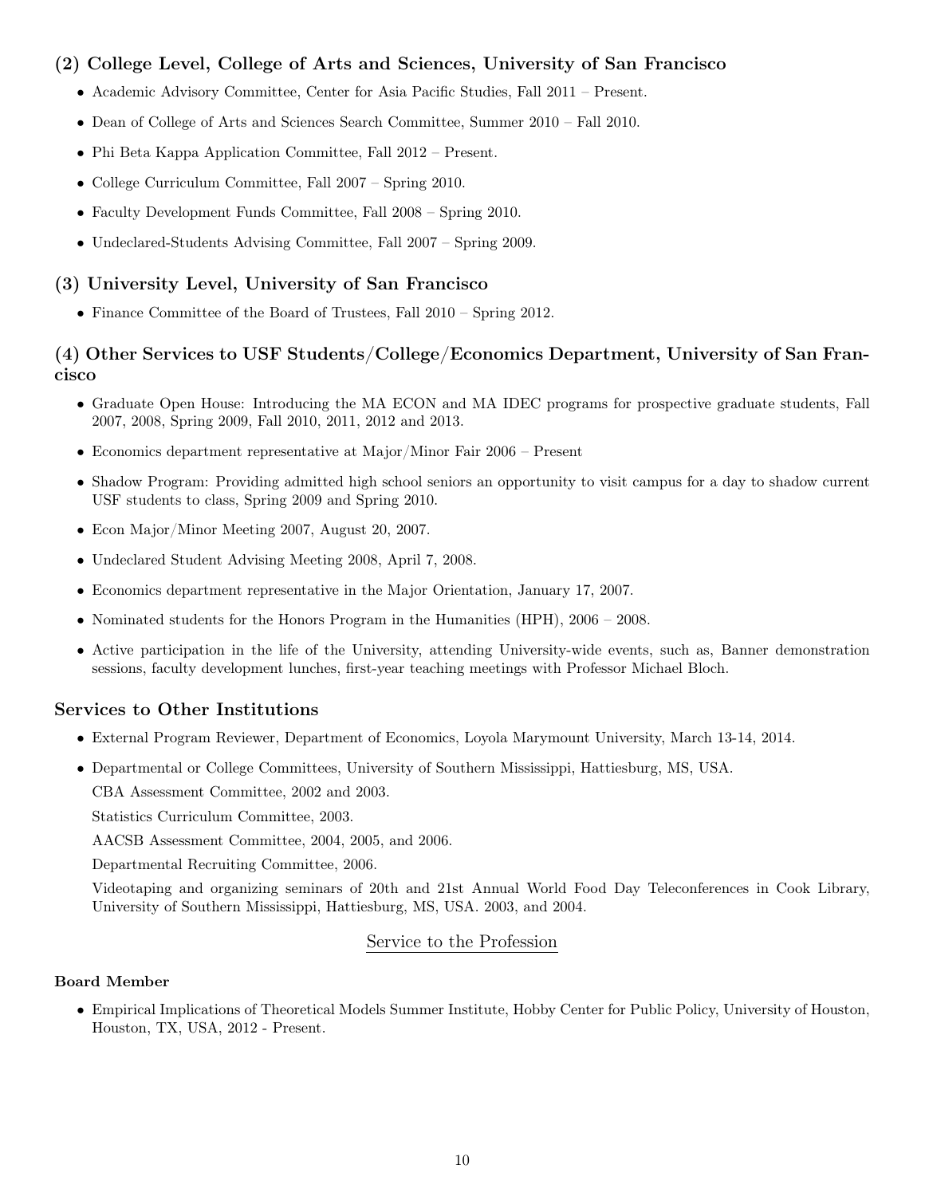### (2) College Level, College of Arts and Sciences, University of San Francisco

- Academic Advisory Committee, Center for Asia Pacific Studies, Fall 2011 – Present.
- Dean of College of Arts and Sciences Search Committee, Summer 2010 – Fall 2010.
- Phi Beta Kappa Application Committee, Fall 2012 – Present.
- College Curriculum Committee, Fall 2007 – Spring 2010.
- Faculty Development Funds Committee, Fall 2008 – Spring 2010.
- Undeclared-Students Advising Committee, Fall 2007 – Spring 2009.

### (3) University Level, University of San Francisco

- Finance Committee of the Board of Trustees, Fall 2010 – Spring 2012.

### (4) Other Services to USF Students/College/Economics Department, University of San Francisco

- Graduate Open House: Introducing the MA ECON and MA IDEC programs for prospective graduate students, Fall 2007, 2008, Spring 2009, Fall 2010, 2011, 2012 and 2013.
- Economics department representative at Major/Minor Fair 2006 – Present
- Shadow Program: Providing admitted high school seniors an opportunity to visit campus for a day to shadow current USF students to class, Spring 2009 and Spring 2010.
- Econ Major/Minor Meeting 2007, August 20, 2007.
- Undeclared Student Advising Meeting 2008, April 7, 2008.
- Economics department representative in the Major Orientation, January 17, 2007.
- Nominated students for the Honors Program in the Humanities (HPH), 2006 – 2008.
- Active participation in the life of the University, attending University-wide events, such as, Banner demonstration sessions, faculty development lunches, first-year teaching meetings with Professor Michael Bloch.

### Services to Other Institutions

- External Program Reviewer, Department of Economics, Loyola Marymount University, March 13-14, 2014.
- Departmental or College Committees, University of Southern Mississippi, Hattiesburg, MS, USA.

  CBA Assessment Committee, 2002 and 2003.

  Statistics Curriculum Committee, 2003.

  AACSB Assessment Committee, 2004, 2005, and 2006.

  Departmental Recruiting Committee, 2006.

  Videotaping and organizing seminars of 20th and 21st Annual World Food Day Teleconferences in Cook Library, University of Southern Mississippi, Hattiesburg, MS, USA. 2003, and 2004.

## Service to the Profession

**Board Member**

- Empirical Implications of Theoretical Models Summer Institute, Hobby Center for Public Policy, University of Houston, Houston, TX, USA, 2012 - Present.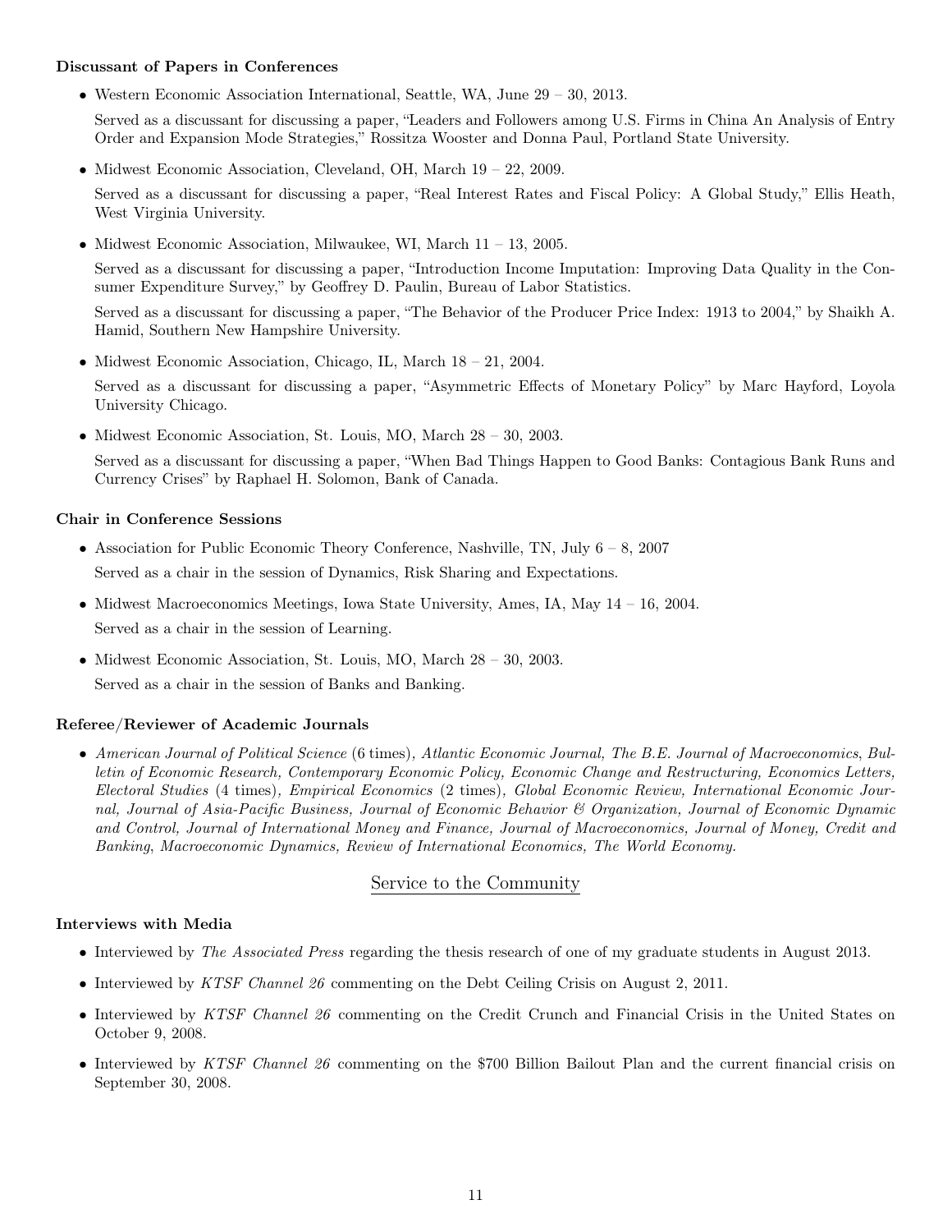### Discussant of Papers in Conferences

- Western Economic Association International, Seattle, WA, June 29 – 30, 2013.

  Served as a discussant for discussing a paper, "Leaders and Followers among U.S. Firms in China An Analysis of Entry Order and Expansion Mode Strategies," Rossitza Wooster and Donna Paul, Portland State University.

- Midwest Economic Association, Cleveland, OH, March 19 – 22, 2009.

  Served as a discussant for discussing a paper, "Real Interest Rates and Fiscal Policy: A Global Study," Ellis Heath, West Virginia University.

- Midwest Economic Association, Milwaukee, WI, March 11 – 13, 2005.

  Served as a discussant for discussing a paper, "Introduction Income Imputation: Improving Data Quality in the Consumer Expenditure Survey," by Geoffrey D. Paulin, Bureau of Labor Statistics.

  Served as a discussant for discussing a paper, "The Behavior of the Producer Price Index: 1913 to 2004," by Shaikh A. Hamid, Southern New Hampshire University.

- Midwest Economic Association, Chicago, IL, March 18 – 21, 2004.

  Served as a discussant for discussing a paper, "Asymmetric Effects of Monetary Policy" by Marc Hayford, Loyola University Chicago.

- Midwest Economic Association, St. Louis, MO, March 28 – 30, 2003.

  Served as a discussant for discussing a paper, "When Bad Things Happen to Good Banks: Contagious Bank Runs and Currency Crises" by Raphael H. Solomon, Bank of Canada.

### Chair in Conference Sessions

- Association for Public Economic Theory Conference, Nashville, TN, July 6 – 8, 2007

  Served as a chair in the session of Dynamics, Risk Sharing and Expectations.

- Midwest Macroeconomics Meetings, Iowa State University, Ames, IA, May 14 – 16, 2004.

  Served as a chair in the session of Learning.

- Midwest Economic Association, St. Louis, MO, March 28 – 30, 2003.

  Served as a chair in the session of Banks and Banking.

### Referee/Reviewer of Academic Journals

- *American Journal of Political Science* (6 times)*, Atlantic Economic Journal, The B.E. Journal of Macroeconomics, Bulletin of Economic Research, Contemporary Economic Policy, Economic Change and Restructuring, Economics Letters, Electoral Studies* (4 times)*, Empirical Economics* (2 times)*, Global Economic Review, International Economic Journal, Journal of Asia-Pacific Business, Journal of Economic Behavior & Organization, Journal of Economic Dynamic and Control, Journal of International Money and Finance, Journal of Macroeconomics, Journal of Money, Credit and Banking, Macroeconomic Dynamics, Review of International Economics, The World Economy.*

## Service to the Community

### Interviews with Media

- Interviewed by *The Associated Press* regarding the thesis research of one of my graduate students in August 2013.
- Interviewed by *KTSF Channel 26* commenting on the Debt Ceiling Crisis on August 2, 2011.
- Interviewed by *KTSF Channel 26* commenting on the Credit Crunch and Financial Crisis in the United States on October 9, 2008.
- Interviewed by *KTSF Channel 26* commenting on the $700 Billion Bailout Plan and the current financial crisis on September 30, 2008.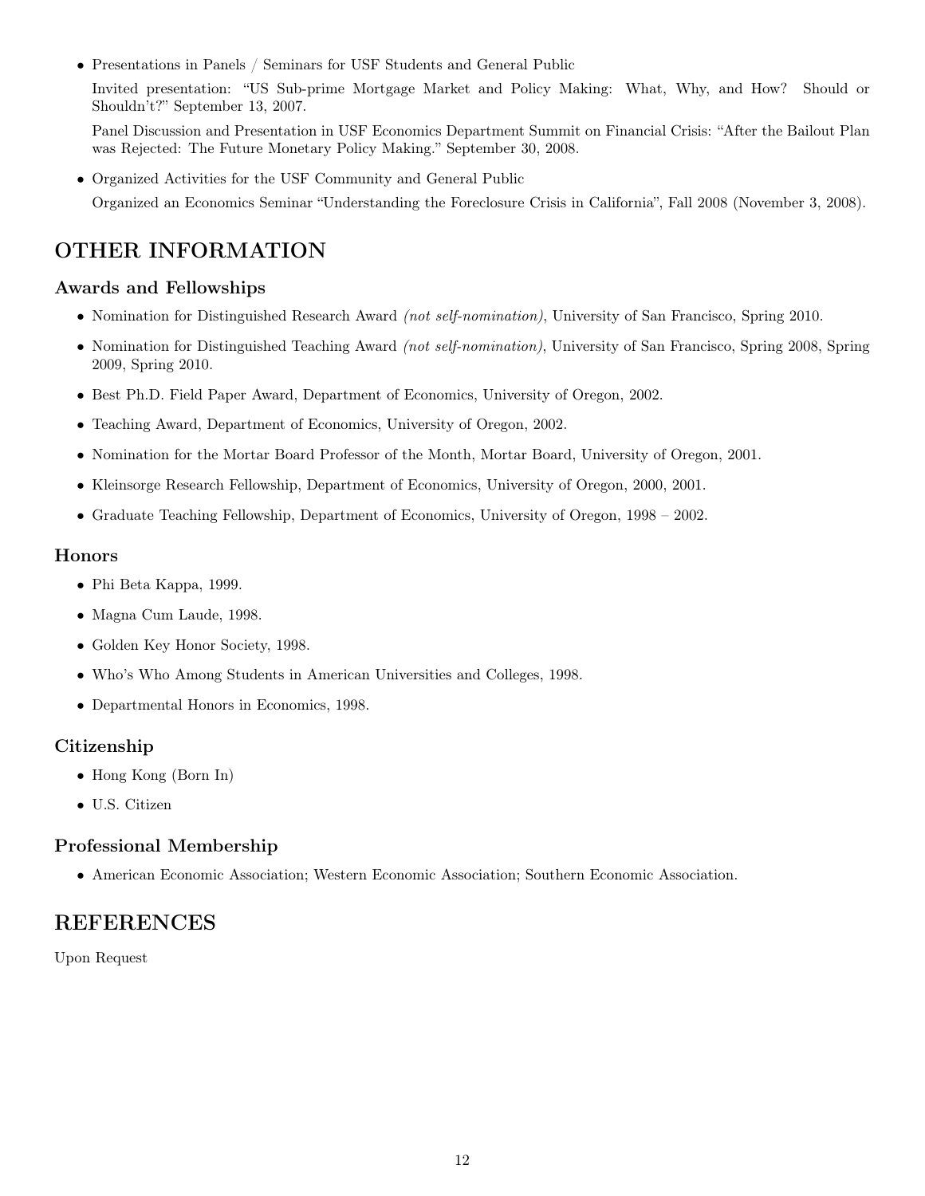- Presentations in Panels / Seminars for USF Students and General Public

  Invited presentation: "US Sub-prime Mortgage Market and Policy Making: What, Why, and How? Should or Shouldn't?" September 13, 2007.

  Panel Discussion and Presentation in USF Economics Department Summit on Financial Crisis: "After the Bailout Plan was Rejected: The Future Monetary Policy Making." September 30, 2008.

- Organized Activities for the USF Community and General Public

  Organized an Economics Seminar "Understanding the Foreclosure Crisis in California", Fall 2008 (November 3, 2008).

# OTHER INFORMATION

## Awards and Fellowships

- Nomination for Distinguished Research Award *(not self-nomination)*, University of San Francisco, Spring 2010.
- Nomination for Distinguished Teaching Award *(not self-nomination)*, University of San Francisco, Spring 2008, Spring 2009, Spring 2010.
- Best Ph.D. Field Paper Award, Department of Economics, University of Oregon, 2002.
- Teaching Award, Department of Economics, University of Oregon, 2002.
- Nomination for the Mortar Board Professor of the Month, Mortar Board, University of Oregon, 2001.
- Kleinsorge Research Fellowship, Department of Economics, University of Oregon, 2000, 2001.
- Graduate Teaching Fellowship, Department of Economics, University of Oregon, 1998 – 2002.

## Honors

- Phi Beta Kappa, 1999.
- Magna Cum Laude, 1998.
- Golden Key Honor Society, 1998.
- Who's Who Among Students in American Universities and Colleges, 1998.
- Departmental Honors in Economics, 1998.

## Citizenship

- Hong Kong (Born In)
- U.S. Citizen

## Professional Membership

- American Economic Association; Western Economic Association; Southern Economic Association.

# REFERENCES

Upon Request